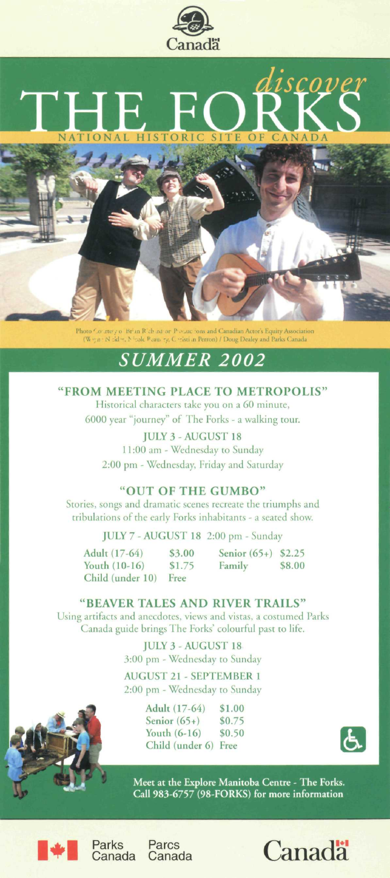Canada

# *discover* THE FORKS

NATIONAL HISTORIC SITE OF CANADA

Photo Courtesy of Brian Richardson Productions and Canadian Actor's Equity Association (Wayne Nickle, Nicole Beaudry, Christian Perron) / Doug Dealey and Parks Canada

## *SUMMER 2002*

### "FROM MEETING PLACE TO METROPOLIS"

Historical characters take you on a 60 minute, 6000 year "journey" of The Forks - a walking tour.

JULY 3 - AUGUST 18

11:00 am - Wednesday to Sunday

2:00 pm - Wednesday, Friday and Saturday

### "OUT OF THE GUMBO"

Stories, songs and dramatic scenes recreate the triumphs and tribulations of the early Forks inhabitants - a seated show.

JULY 7 - AUGUST 18 2:00 pm - Sunday

| | | | |
|---|---|---|---|
| **Adult (17-64)** | **$3.00** | **Senior (65+)** | **$2.25** |
| **Youth (10-16)** | **$1.75** | **Family** | **$8.00** |
| **Child (under 10)** | **Free** | | |

### "BEAVER TALES AND RIVER TRAILS"

Using artifacts and anecdotes, views and vistas, a costumed Parks Canada guide brings The Forks' colourful past to life.

JULY 3 - AUGUST 18

3:00 pm - Wednesday to Sunday

AUGUST 21 - SEPTEMBER 1

2:00 pm - Wednesday to Sunday

| | |
|---|---|
| **Adult (17-64)** | **$1.00** |
| **Senior (65+)** | **$0.75** |
| **Youth (6-16)** | **$0.50** |
| **Child (under 6)** | **Free** |

**Meet at the Explore Manitoba Centre - The Forks.**
**Call 983-6757 (98-FORKS) for more information**

Parks Canada Parcs Canada

Canada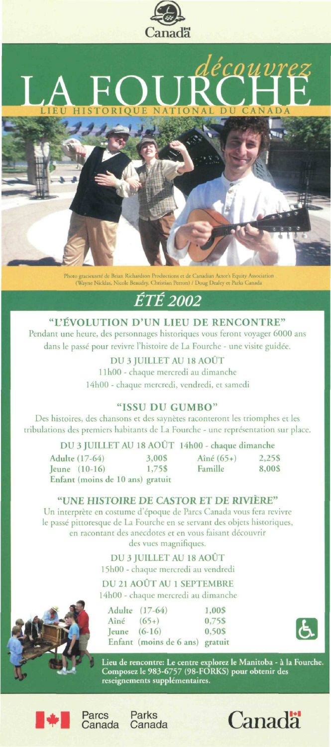Canada

*découvrez*

# LA FOURCHE

LIEU HISTORIQUE NATIONAL DU CANADA

Photo gracieuseté de Brian Richardson Productions et de Canadian Actor's Equity Association (Wayne Nicklas, Nicole Beaudry, Christian Perron) / Doug Dealey et Parks Canada

## *ÉTÉ 2002*

### "L'ÉVOLUTION D'UN LIEU DE RENCONTRE"

Pendant une heure, des personnages historiques vous feront voyager 6000 ans dans le passé pour revivre l'histoire de La Fourche - une visite guidée.

**DU 3 JUILLET AU 18 AOÛT**

11h00 - chaque mercredi au dimanche

14h00 - chaque mercredi, vendredi, et samedi

### "ISSU DU GUMBO"

Des histoires, des chansons et des saynètes raconteront les triomphes et les tribulations des premiers habitants de La Fourche - une représentation sur place.

**DU 3 JUILLET AU 18 AOÛT 14h00 - chaque dimanche**

| | | | |
|---|---|---|---|
| Adulte (17-64) | 3,00$ | Aîné (65+) | 2,25$ |
| Jeune (10-16) | 1,75$ | Famille | 8,00$ |
| Enfant (moins de 10 ans) gratuit | | | |

### *"UNE HISTOIRE DE CASTOR ET DE RIVIÈRE"*

Un interprète en costume d'époque de Parcs Canada vous fera revivre le passé pittoresque de La Fourche en se servant des objets historiques, en racontant des anecdotes et en vous faisant découvrir des vues magnifiques.

**DU 3 JUILLET AU 18 AOÛT**

15h00 - chaque mercredi au vendredi

**DU 21 AOÛT AU 1 SEPTEMBRE**

14h00 - chaque mercredi au dimanche

| | |
|---|---|
| Adulte (17-64) | 1,00$ |
| Aîné (65+) | 0,75$ |
| Jeune (6-16) | 0,50$ |
| Enfant (moins de 6 ans) | gratuit |

**Lieu de rencontre: Le centre explorez le Manitoba - à la Fourche. Composez le 983-6757 (98-FORKS) pour obtenir des reseignements supplémentaires.**

Parcs Canada Parks Canada

Canada